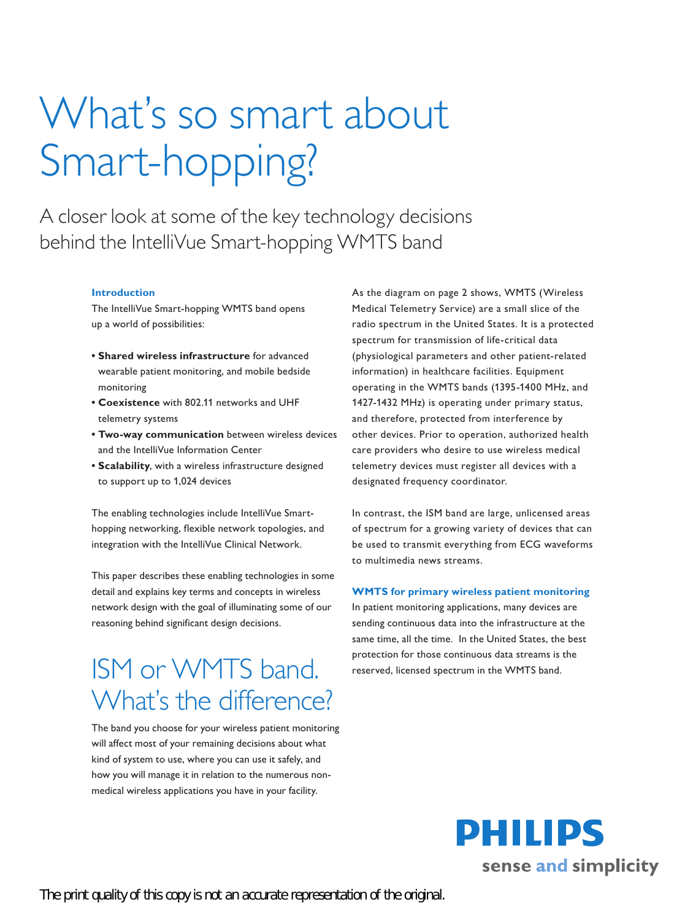# What's so smart about Smart-hopping?

A closer look at some of the key technology decisions behind the IntelliVue Smart-hopping WMTS band

### Introduction

The IntelliVue Smart-hopping WMTS band opens up a world of possibilities:

- **Shared wireless infrastructure** for advanced wearable patient monitoring, and mobile bedside monitoring
- **Coexistence** with 802.11 networks and UHF telemetry systems
- **Two-way communication** between wireless devices and the IntelliVue Information Center
- **Scalability**, with a wireless infrastructure designed to support up to 1,024 devices

The enabling technologies include IntelliVue Smart-hopping networking, flexible network topologies, and integration with the IntelliVue Clinical Network.

This paper describes these enabling technologies in some detail and explains key terms and concepts in wireless network design with the goal of illuminating some of our reasoning behind significant design decisions.

## ISM or WMTS band. What's the difference?

The band you choose for your wireless patient monitoring will affect most of your remaining decisions about what kind of system to use, where you can use it safely, and how you will manage it in relation to the numerous non-medical wireless applications you have in your facility.

As the diagram on page 2 shows, WMTS (Wireless Medical Telemetry Service) are a small slice of the radio spectrum in the United States. It is a protected spectrum for transmission of life-critical data (physiological parameters and other patient-related information) in healthcare facilities. Equipment operating in the WMTS bands (1395-1400 MHz, and 1427-1432 MHz) is operating under primary status, and therefore, protected from interference by other devices. Prior to operation, authorized health care providers who desire to use wireless medical telemetry devices must register all devices with a designated frequency coordinator.

In contrast, the ISM band are large, unlicensed areas of spectrum for a growing variety of devices that can be used to transmit everything from ECG waveforms to multimedia news streams.

### WMTS for primary wireless patient monitoring

In patient monitoring applications, many devices are sending continuous data into the infrastructure at the same time, all the time. In the United States, the best protection for those continuous data streams is the reserved, licensed spectrum in the WMTS band.

PHILIPS
sense and simplicity

The print quality of this copy is not an accurate representation of the original.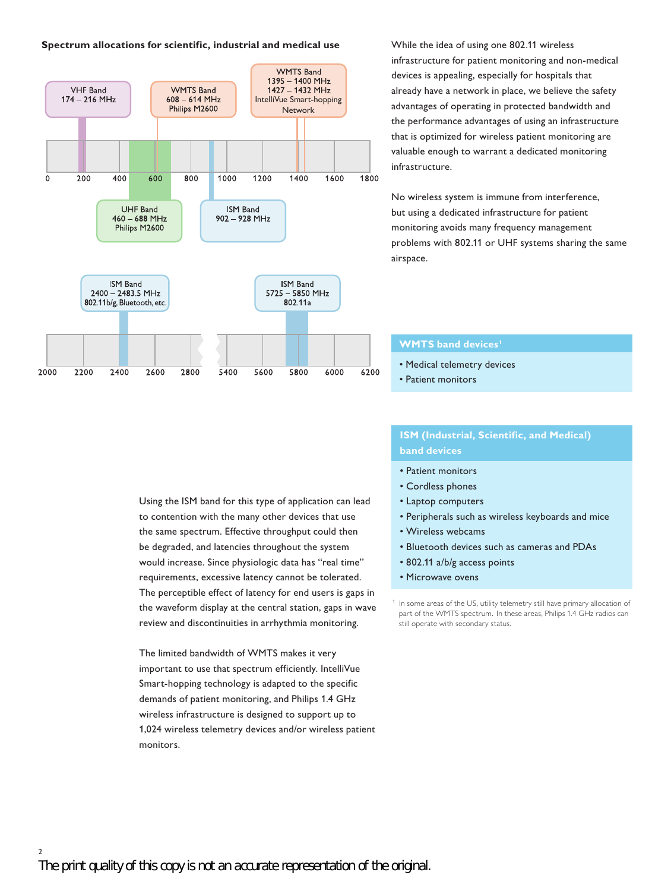**Spectrum allocations for scientific, industrial and medical use**

VHF Band
174 – 216 MHz

WMTS Band
608 – 614 MHz
Philips M2600

WMTS Band
1395 – 1400 MHz
1427 – 1432 MHz
IntelliVue Smart-hopping Network

0 200 400 600 800 1000 1200 1400 1600 1800

UHF Band
460 – 688 MHz
Philips M2600

ISM Band
902 – 928 MHz

ISM Band
2400 – 2483.5 MHz
802.11b/g, Bluetooth, etc.

ISM Band
5725 – 5850 MHz
802.11a

2000 2200 2400 2600 2800 5400 5600 5800 6000 6200

While the idea of using one 802.11 wireless infrastructure for patient monitoring and non-medical devices is appealing, especially for hospitals that already have a network in place, we believe the safety advantages of operating in protected bandwidth and the performance advantages of using an infrastructure that is optimized for wireless patient monitoring are valuable enough to warrant a dedicated monitoring infrastructure.

No wireless system is immune from interference, but using a dedicated infrastructure for patient monitoring avoids many frequency management problems with 802.11 or UHF systems sharing the same airspace.

**WMTS band devices**[1]

- Medical telemetry devices
- Patient monitors

**ISM (Industrial, Scientific, and Medical) band devices**

- Patient monitors
- Cordless phones
- Laptop computers
- Peripherals such as wireless keyboards and mice
- Wireless webcams
- Bluetooth devices such as cameras and PDAs
- 802.11 a/b/g access points
- Microwave ovens

[1] In some areas of the US, utility telemetry still have primary allocation of part of the WMTS spectrum. In these areas, Philips 1.4 GHz radios can still operate with secondary status.

Using the ISM band for this type of application can lead to contention with the many other devices that use the same spectrum. Effective throughput could then be degraded, and latencies throughout the system would increase. Since physiologic data has “real time” requirements, excessive latency cannot be tolerated. The perceptible effect of latency for end users is gaps in the waveform display at the central station, gaps in wave review and discontinuities in arrhythmia monitoring.

The limited bandwidth of WMTS makes it very important to use that spectrum efficiently. IntelliVue Smart-hopping technology is adapted to the specific demands of patient monitoring, and Philips 1.4 GHz wireless infrastructure is designed to support up to 1,024 wireless telemetry devices and/or wireless patient monitors.

The print quality of this copy is not an accurate representation of the original.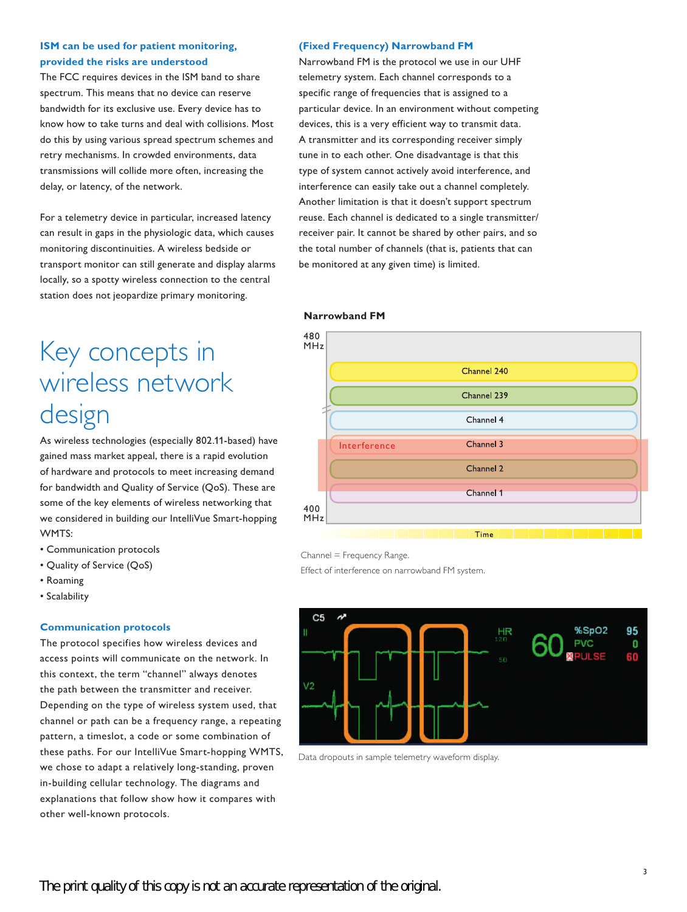### ISM can be used for patient monitoring, provided the risks are understood

The FCC requires devices in the ISM band to share spectrum. This means that no device can reserve bandwidth for its exclusive use. Every device has to know how to take turns and deal with collisions. Most do this by using various spread spectrum schemes and retry mechanisms. In crowded environments, data transmissions will collide more often, increasing the delay, or latency, of the network.

For a telemetry device in particular, increased latency can result in gaps in the physiologic data, which causes monitoring discontinuities. A wireless bedside or transport monitor can still generate and display alarms locally, so a spotty wireless connection to the central station does not jeopardize primary monitoring.

# Key concepts in wireless network design

As wireless technologies (especially 802.11-based) have gained mass market appeal, there is a rapid evolution of hardware and protocols to meet increasing demand for bandwidth and Quality of Service (QoS). These are some of the key elements of wireless networking that we considered in building our IntelliVue Smart-hopping WMTS:

- Communication protocols
- Quality of Service (QoS)
- Roaming
- Scalability

### Communication protocols

The protocol specifies how wireless devices and access points will communicate on the network. In this context, the term "channel" always denotes the path between the transmitter and receiver. Depending on the type of wireless system used, that channel or path can be a frequency range, a repeating pattern, a timeslot, a code or some combination of these paths. For our IntelliVue Smart-hopping WMTS, we chose to adapt a relatively long-standing, proven in-building cellular technology. The diagrams and explanations that follow show how it compares with other well-known protocols.

### (Fixed Frequency) Narrowband FM

Narrowband FM is the protocol we use in our UHF telemetry system. Each channel corresponds to a specific range of frequencies that is assigned to a particular device. In an environment without competing devices, this is a very efficient way to transmit data. A transmitter and its corresponding receiver simply tune in to each other. One disadvantage is that this type of system cannot actively avoid interference, and interference can easily take out a channel completely. Another limitation is that it doesn't support spectrum reuse. Each channel is dedicated to a single transmitter/receiver pair. It cannot be shared by other pairs, and so the total number of channels (that is, patients that can be monitored at any given time) is limited.

**Narrowband FM**

Channel = Frequency Range.

Effect of interference on narrowband FM system.

Data dropouts in sample telemetry waveform display.

The print quality of this copy is not an accurate representation of the original.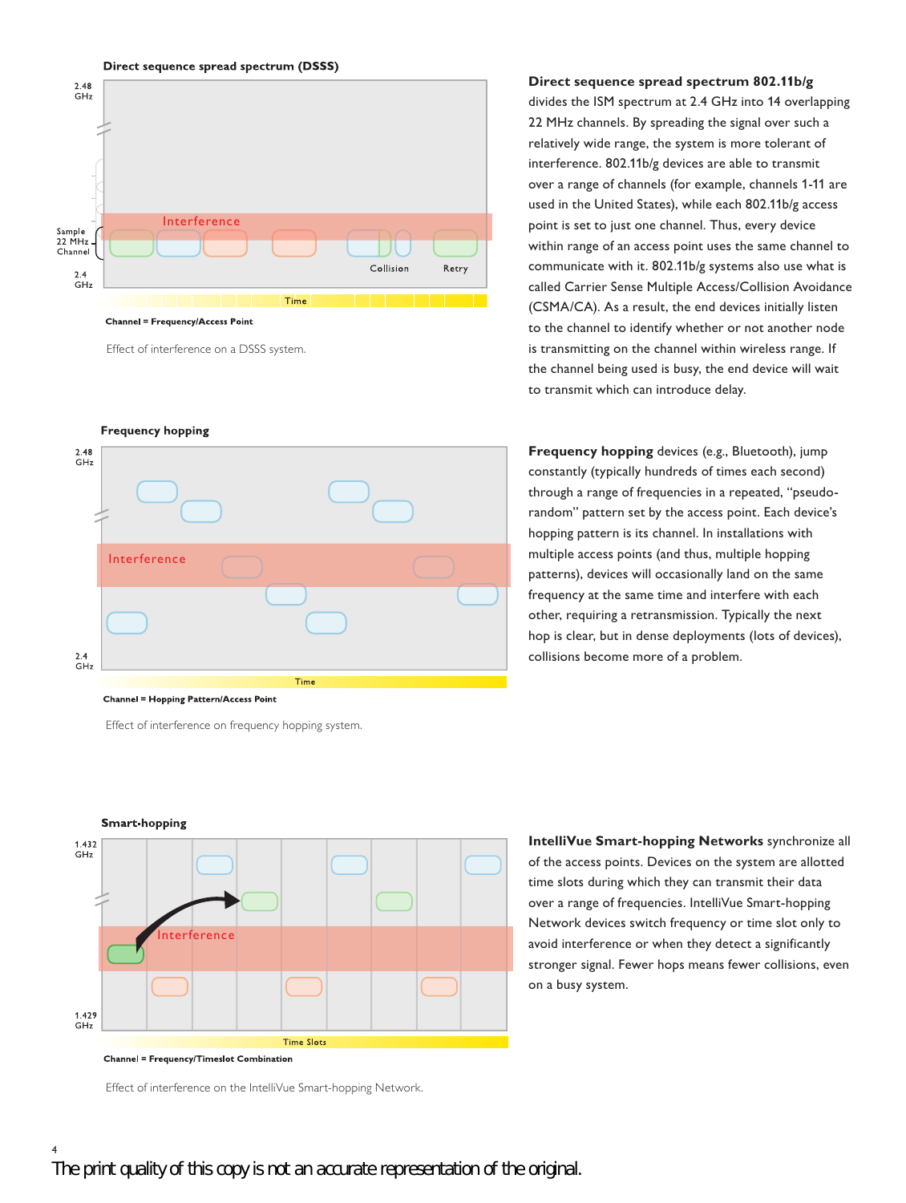**Direct sequence spread spectrum (DSSS)**

Channel = Frequency/Access Point

Effect of interference on a DSSS system.

**Direct sequence spread spectrum 802.11b/g** divides the ISM spectrum at 2.4 GHz into 14 overlapping 22 MHz channels. By spreading the signal over such a relatively wide range, the system is more tolerant of interference. 802.11b/g devices are able to transmit over a range of channels (for example, channels 1-11 are used in the United States), while each 802.11b/g access point is set to just one channel. Thus, every device within range of an access point uses the same channel to communicate with it. 802.11b/g systems also use what is called Carrier Sense Multiple Access/Collision Avoidance (CSMA/CA). As a result, the end devices initially listen to the channel to identify whether or not another node is transmitting on the channel within wireless range. If the channel being used is busy, the end device will wait to transmit which can introduce delay.

**Frequency hopping**

Channel = Hopping Pattern/Access Point

Effect of interference on frequency hopping system.

**Frequency hopping** devices (e.g., Bluetooth), jump constantly (typically hundreds of times each second) through a range of frequencies in a repeated, "pseudo-random" pattern set by the access point. Each device's hopping pattern is its channel. In installations with multiple access points (and thus, multiple hopping patterns), devices will occasionally land on the same frequency at the same time and interfere with each other, requiring a retransmission. Typically the next hop is clear, but in dense deployments (lots of devices), collisions become more of a problem.

**Smart-hopping**

Channel = Frequency/Timeslot Combination

Effect of interference on the IntelliVue Smart-hopping Network.

**IntelliVue Smart-hopping Networks** synchronize all of the access points. Devices on the system are allotted time slots during which they can transmit their data over a range of frequencies. IntelliVue Smart-hopping Network devices switch frequency or time slot only to avoid interference or when they detect a significantly stronger signal. Fewer hops means fewer collisions, even on a busy system.

The print quality of this copy is not an accurate representation of the original.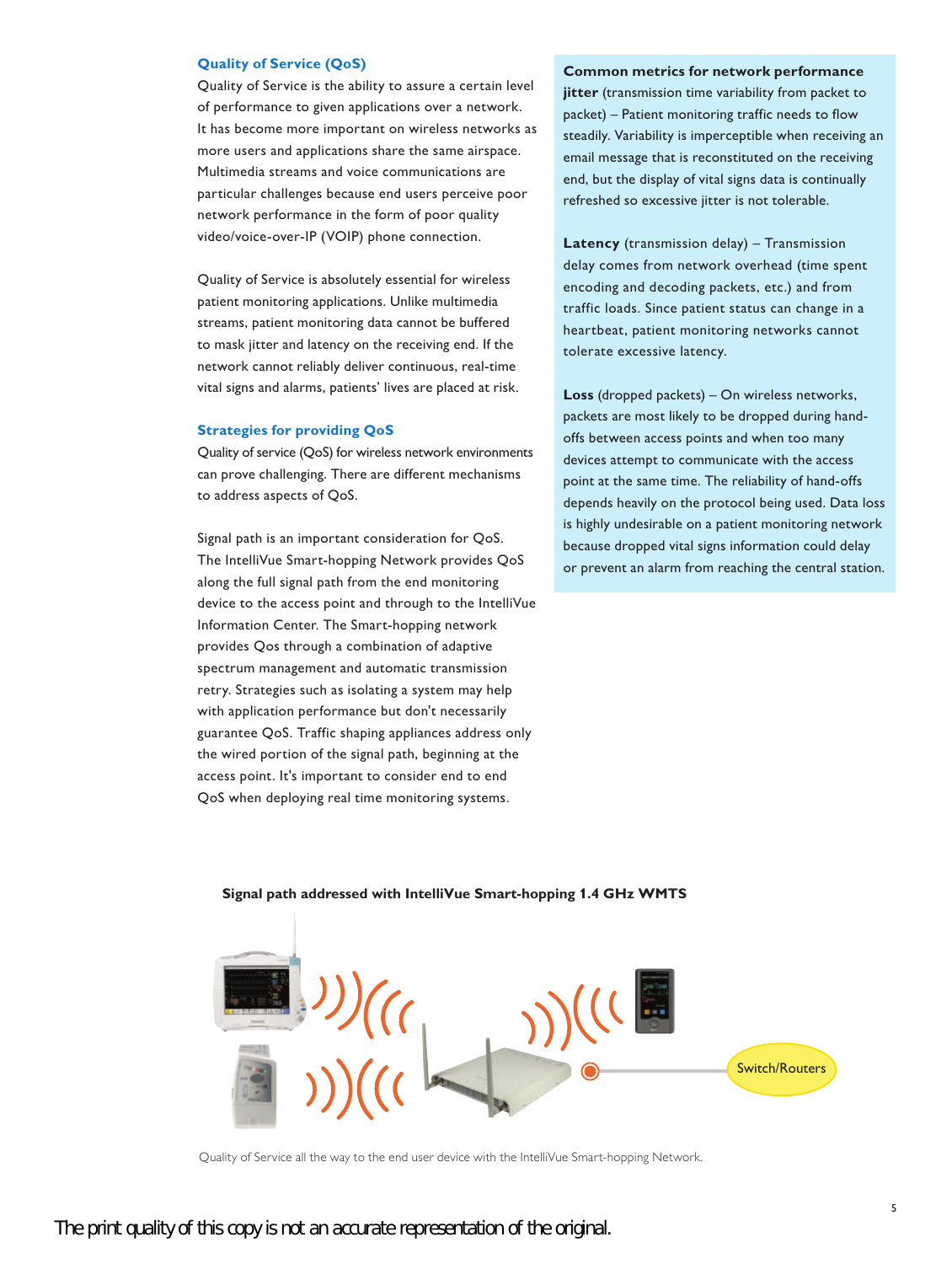### Quality of Service (QoS)

Quality of Service is the ability to assure a certain level of performance to given applications over a network. It has become more important on wireless networks as more users and applications share the same airspace. Multimedia streams and voice communications are particular challenges because end users perceive poor network performance in the form of poor quality video/voice-over-IP (VOIP) phone connection.

Quality of Service is absolutely essential for wireless patient monitoring applications. Unlike multimedia streams, patient monitoring data cannot be buffered to mask jitter and latency on the receiving end. If the network cannot reliably deliver continuous, real-time vital signs and alarms, patients' lives are placed at risk.

### Strategies for providing QoS

Quality of service (QoS) for wireless network environments can prove challenging. There are different mechanisms to address aspects of QoS.

Signal path is an important consideration for QoS. The IntelliVue Smart-hopping Network provides QoS along the full signal path from the end monitoring device to the access point and through to the IntelliVue Information Center. The Smart-hopping network provides Qos through a combination of adaptive spectrum management and automatic transmission retry. Strategies such as isolating a system may help with application performance but don't necessarily guarantee QoS. Traffic shaping appliances address only the wired portion of the signal path, beginning at the access point. It's important to consider end to end QoS when deploying real time monitoring systems.

**Common metrics for network performance**

**jitter** (transmission time variability from packet to packet) – Patient monitoring traffic needs to flow steadily. Variability is imperceptible when receiving an email message that is reconstituted on the receiving end, but the display of vital signs data is continually refreshed so excessive jitter is not tolerable.

**Latency** (transmission delay) – Transmission delay comes from network overhead (time spent encoding and decoding packets, etc.) and from traffic loads. Since patient status can change in a heartbeat, patient monitoring networks cannot tolerate excessive latency.

**Loss** (dropped packets) – On wireless networks, packets are most likely to be dropped during hand-offs between access points and when too many devices attempt to communicate with the access point at the same time. The reliability of hand-offs depends heavily on the protocol being used. Data loss is highly undesirable on a patient monitoring network because dropped vital signs information could delay or prevent an alarm from reaching the central station.

**Signal path addressed with IntelliVue Smart-hopping 1.4 GHz WMTS**

Switch/Routers

Quality of Service all the way to the end user device with the IntelliVue Smart-hopping Network.

The print quality of this copy is not an accurate representation of the original.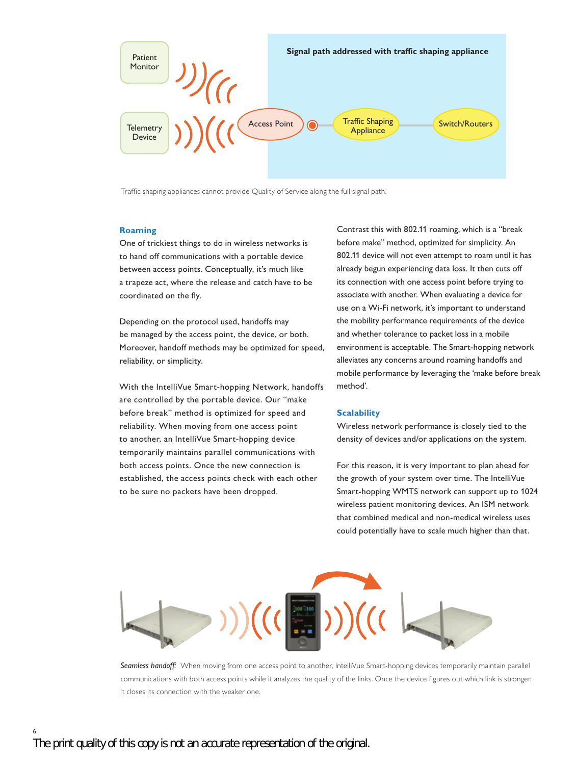Signal path addressed with traffic shaping appliance

Patient Monitor

Telemetry Device

Access Point

Traffic Shaping Appliance

Switch/Routers

Traffic shaping appliances cannot provide Quality of Service along the full signal path.

## Roaming

One of trickiest things to do in wireless networks is to hand off communications with a portable device between access points. Conceptually, it's much like a trapeze act, where the release and catch have to be coordinated on the fly.

Depending on the protocol used, handoffs may be managed by the access point, the device, or both. Moreover, handoff methods may be optimized for speed, reliability, or simplicity.

With the IntelliVue Smart-hopping Network, handoffs are controlled by the portable device. Our "make before break" method is optimized for speed and reliability. When moving from one access point to another, an IntelliVue Smart-hopping device temporarily maintains parallel communications with both access points. Once the new connection is established, the access points check with each other to be sure no packets have been dropped.

Contrast this with 802.11 roaming, which is a "break before make" method, optimized for simplicity. An 802.11 device will not even attempt to roam until it has already begun experiencing data loss. It then cuts off its connection with one access point before trying to associate with another. When evaluating a device for use on a Wi-Fi network, it's important to understand the mobility performance requirements of the device and whether tolerance to packet loss in a mobile environment is acceptable. The Smart-hopping network alleviates any concerns around roaming handoffs and mobile performance by leveraging the 'make before break method'.

## Scalability

Wireless network performance is closely tied to the density of devices and/or applications on the system.

For this reason, it is very important to plan ahead for the growth of your system over time. The IntelliVue Smart-hopping WMTS network can support up to 1024 wireless patient monitoring devices. An ISM network that combined medical and non-medical wireless uses could potentially have to scale much higher than that.

*Seamless handoff:* When moving from one access point to another, IntelliVue Smart-hopping devices temporarily maintain parallel communications with both access points while it analyzes the quality of the links. Once the device figures out which link is stronger, it closes its connection with the weaker one.

The print quality of this copy is not an accurate representation of the original.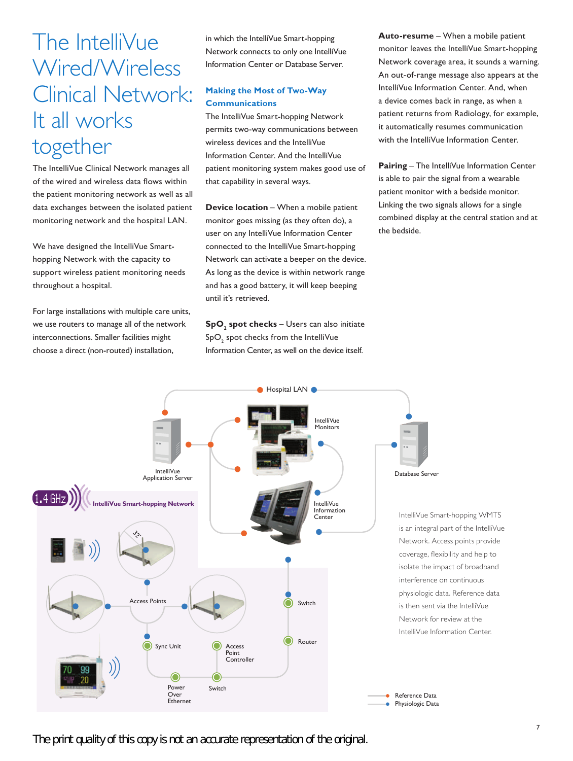# The IntelliVue Wired/Wireless Clinical Network: It all works together

The IntelliVue Clinical Network manages all of the wired and wireless data flows within the patient monitoring network as well as all data exchanges between the isolated patient monitoring network and the hospital LAN.

We have designed the IntelliVue Smart-hopping Network with the capacity to support wireless patient monitoring needs throughout a hospital.

For large installations with multiple care units, we use routers to manage all of the network interconnections. Smaller facilities might choose a direct (non-routed) installation, in which the IntelliVue Smart-hopping Network connects to only one IntelliVue Information Center or Database Server.

### Making the Most of Two-Way Communications

The IntelliVue Smart-hopping Network permits two-way communications between wireless devices and the IntelliVue Information Center. And the IntelliVue patient monitoring system makes good use of that capability in several ways.

**Device location** – When a mobile patient monitor goes missing (as they often do), a user on any IntelliVue Information Center connected to the IntelliVue Smart-hopping Network can activate a beeper on the device. As long as the device is within network range and has a good battery, it will keep beeping until it's retrieved.

**$SpO_2$ spot checks** – Users can also initiate $SpO_2$ spot checks from the IntelliVue Information Center, as well on the device itself.

**Auto-resume** – When a mobile patient monitor leaves the IntelliVue Smart-hopping Network coverage area, it sounds a warning. An out-of-range message also appears at the IntelliVue Information Center. And, when a device comes back in range, as when a patient returns from Radiology, for example, it automatically resumes communication with the IntelliVue Information Center.

**Pairing** – The IntelliVue Information Center is able to pair the signal from a wearable patient monitor with a bedside monitor. Linking the two signals allows for a single combined display at the central station and at the bedside.

Hospital LAN

IntelliVue Monitors

IntelliVue Application Server

Database Server

1.4 GHz IntelliVue Smart-hopping Network

IntelliVue Information Center

32'

Access Points

Switch

Router

Sync Unit

Access Point Controller

Power Over Ethernet

Switch

IntelliVue Smart-hopping WMTS is an integral part of the IntelliVue Network. Access points provide coverage, flexibility and help to isolate the impact of broadband interference on continuous physiologic data. Reference data is then sent via the IntelliVue Network for review at the IntelliVue Information Center.

Reference Data
Physiologic Data

The print quality of this copy is not an accurate representation of the original.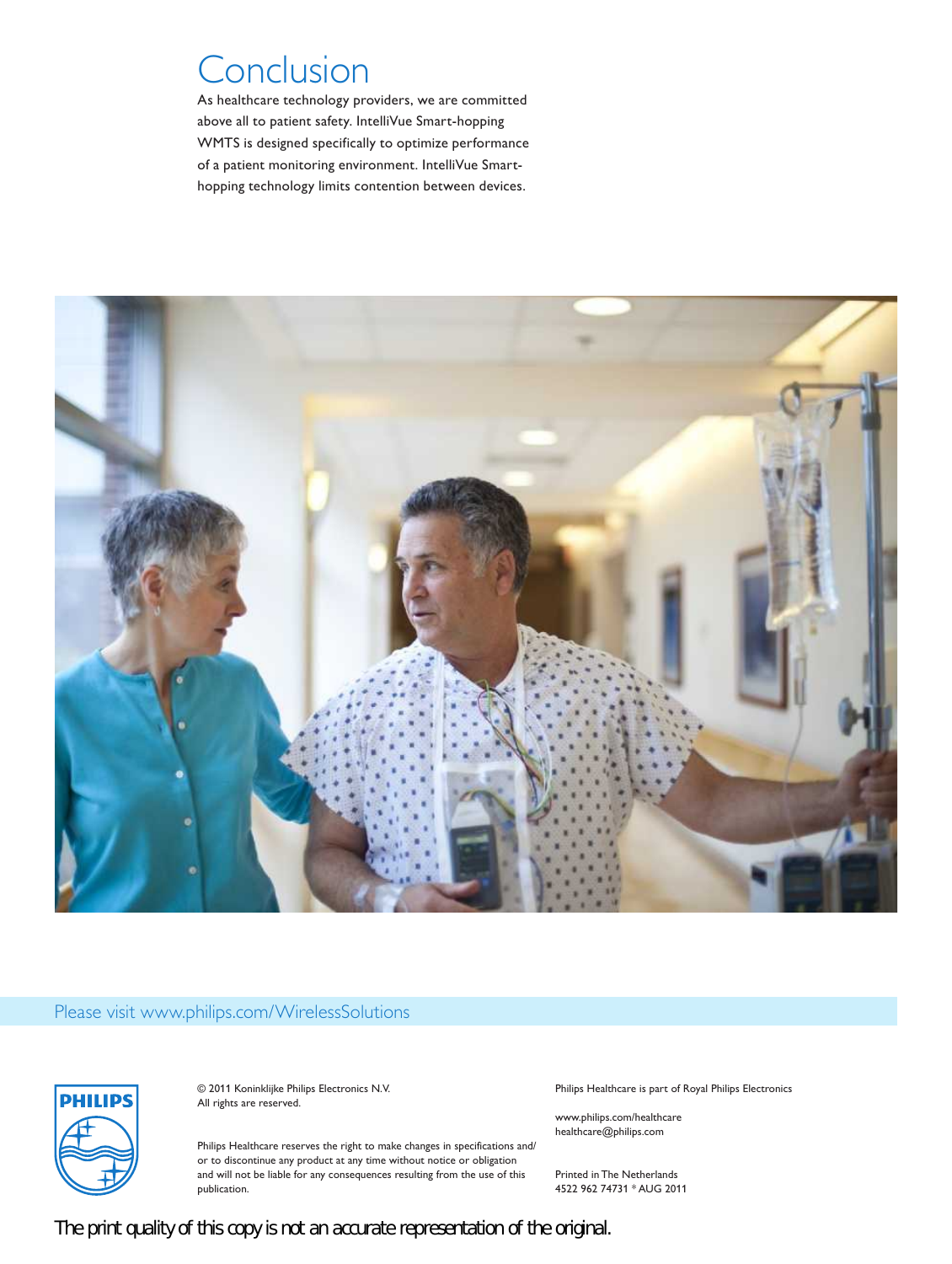# Conclusion

As healthcare technology providers, we are committed above all to patient safety. IntelliVue Smart-hopping WMTS is designed specifically to optimize performance of a patient monitoring environment. IntelliVue Smart-hopping technology limits contention between devices.

Please visit www.philips.com/WirelessSolutions

© 2011 Koninklijke Philips Electronics N.V.
All rights are reserved.

Philips Healthcare reserves the right to make changes in specifications and/or to discontinue any product at any time without notice or obligation and will not be liable for any consequences resulting from the use of this publication.

Philips Healthcare is part of Royal Philips Electronics

www.philips.com/healthcare
healthcare@philips.com

Printed in The Netherlands
4522 962 74731 * AUG 2011

The print quality of this copy is not an accurate representation of the original.